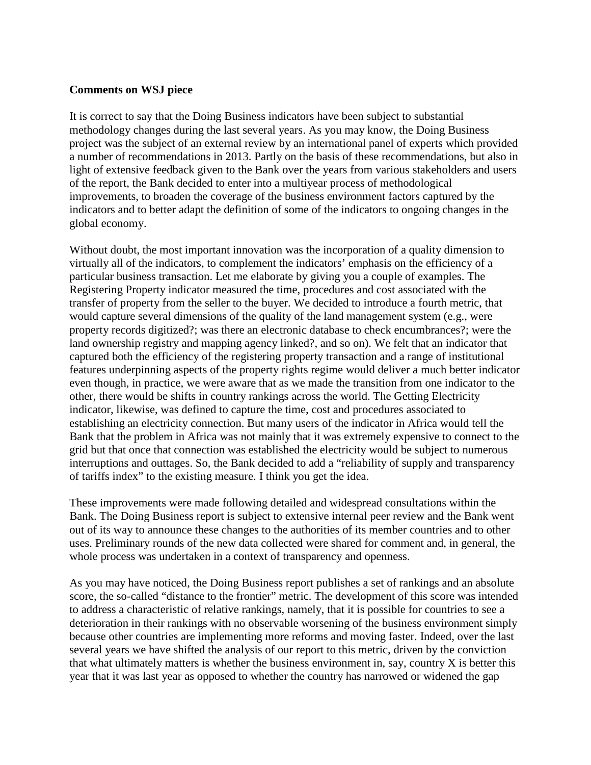**Comments on WSJ piece**

It is correct to say that the Doing Business indicators have been subject to substantial methodology changes during the last several years. As you may know, the Doing Business project was the subject of an external review by an international panel of experts which provided a number of recommendations in 2013. Partly on the basis of these recommendations, but also in light of extensive feedback given to the Bank over the years from various stakeholders and users of the report, the Bank decided to enter into a multiyear process of methodological improvements, to broaden the coverage of the business environment factors captured by the indicators and to better adapt the definition of some of the indicators to ongoing changes in the global economy.

Without doubt, the most important innovation was the incorporation of a quality dimension to virtually all of the indicators, to complement the indicators' emphasis on the efficiency of a particular business transaction. Let me elaborate by giving you a couple of examples. The Registering Property indicator measured the time, procedures and cost associated with the transfer of property from the seller to the buyer. We decided to introduce a fourth metric, that would capture several dimensions of the quality of the land management system (e.g., were property records digitized?; was there an electronic database to check encumbrances?; were the land ownership registry and mapping agency linked?, and so on). We felt that an indicator that captured both the efficiency of the registering property transaction and a range of institutional features underpinning aspects of the property rights regime would deliver a much better indicator even though, in practice, we were aware that as we made the transition from one indicator to the other, there would be shifts in country rankings across the world. The Getting Electricity indicator, likewise, was defined to capture the time, cost and procedures associated to establishing an electricity connection. But many users of the indicator in Africa would tell the Bank that the problem in Africa was not mainly that it was extremely expensive to connect to the grid but that once that connection was established the electricity would be subject to numerous interruptions and outtages. So, the Bank decided to add a "reliability of supply and transparency of tariffs index" to the existing measure. I think you get the idea.

These improvements were made following detailed and widespread consultations within the Bank. The Doing Business report is subject to extensive internal peer review and the Bank went out of its way to announce these changes to the authorities of its member countries and to other uses. Preliminary rounds of the new data collected were shared for comment and, in general, the whole process was undertaken in a context of transparency and openness.

As you may have noticed, the Doing Business report publishes a set of rankings and an absolute score, the so-called "distance to the frontier" metric. The development of this score was intended to address a characteristic of relative rankings, namely, that it is possible for countries to see a deterioration in their rankings with no observable worsening of the business environment simply because other countries are implementing more reforms and moving faster. Indeed, over the last several years we have shifted the analysis of our report to this metric, driven by the conviction that what ultimately matters is whether the business environment in, say, country X is better this year that it was last year as opposed to whether the country has narrowed or widened the gap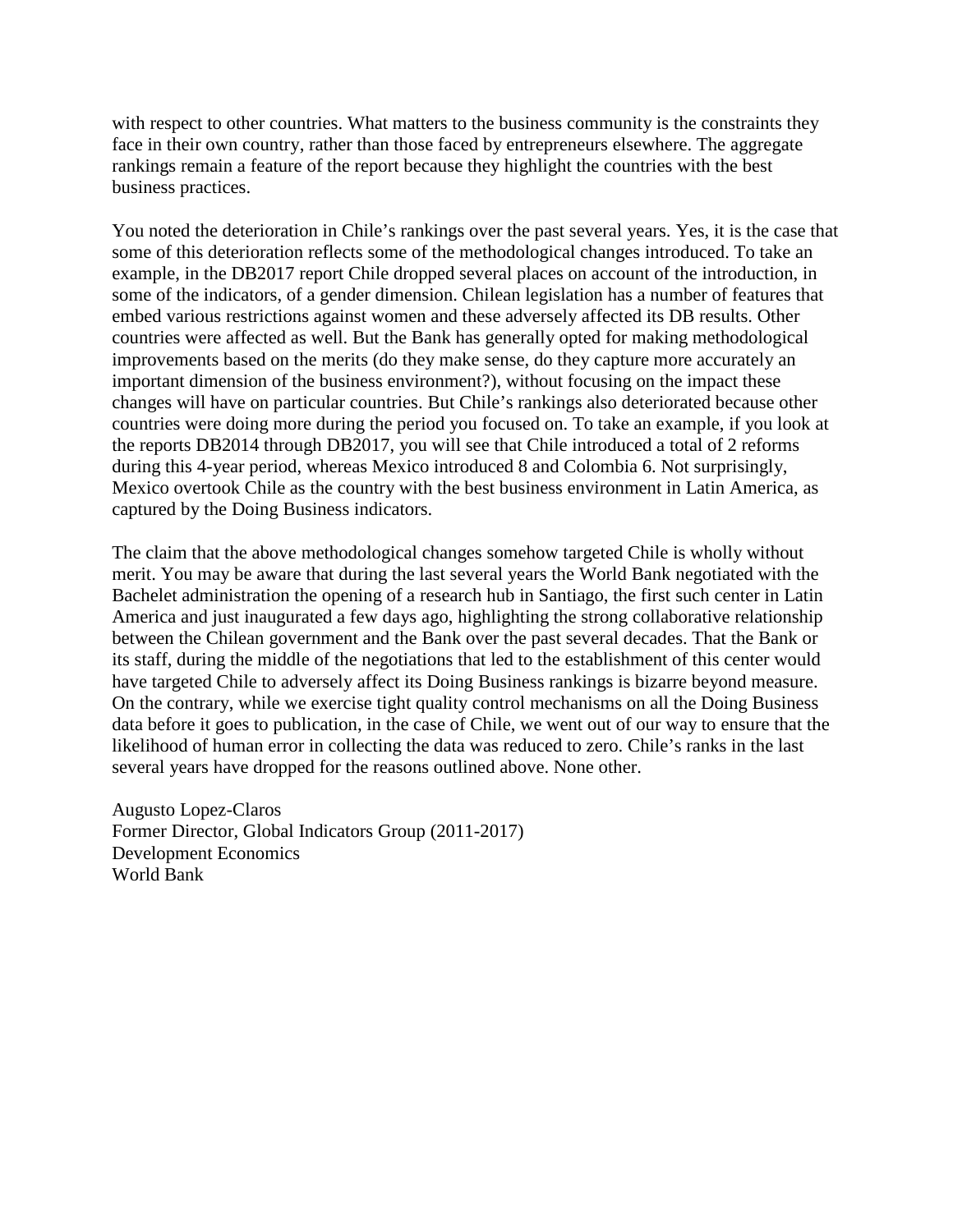with respect to other countries. What matters to the business community is the constraints they face in their own country, rather than those faced by entrepreneurs elsewhere. The aggregate rankings remain a feature of the report because they highlight the countries with the best business practices.

You noted the deterioration in Chile's rankings over the past several years. Yes, it is the case that some of this deterioration reflects some of the methodological changes introduced. To take an example, in the DB2017 report Chile dropped several places on account of the introduction, in some of the indicators, of a gender dimension. Chilean legislation has a number of features that embed various restrictions against women and these adversely affected its DB results. Other countries were affected as well. But the Bank has generally opted for making methodological improvements based on the merits (do they make sense, do they capture more accurately an important dimension of the business environment?), without focusing on the impact these changes will have on particular countries. But Chile's rankings also deteriorated because other countries were doing more during the period you focused on. To take an example, if you look at the reports DB2014 through DB2017, you will see that Chile introduced a total of 2 reforms during this 4-year period, whereas Mexico introduced 8 and Colombia 6. Not surprisingly, Mexico overtook Chile as the country with the best business environment in Latin America, as captured by the Doing Business indicators.

The claim that the above methodological changes somehow targeted Chile is wholly without merit. You may be aware that during the last several years the World Bank negotiated with the Bachelet administration the opening of a research hub in Santiago, the first such center in Latin America and just inaugurated a few days ago, highlighting the strong collaborative relationship between the Chilean government and the Bank over the past several decades. That the Bank or its staff, during the middle of the negotiations that led to the establishment of this center would have targeted Chile to adversely affect its Doing Business rankings is bizarre beyond measure. On the contrary, while we exercise tight quality control mechanisms on all the Doing Business data before it goes to publication, in the case of Chile, we went out of our way to ensure that the likelihood of human error in collecting the data was reduced to zero. Chile's ranks in the last several years have dropped for the reasons outlined above. None other.

Augusto Lopez-Claros
Former Director, Global Indicators Group (2011-2017)
Development Economics
World Bank